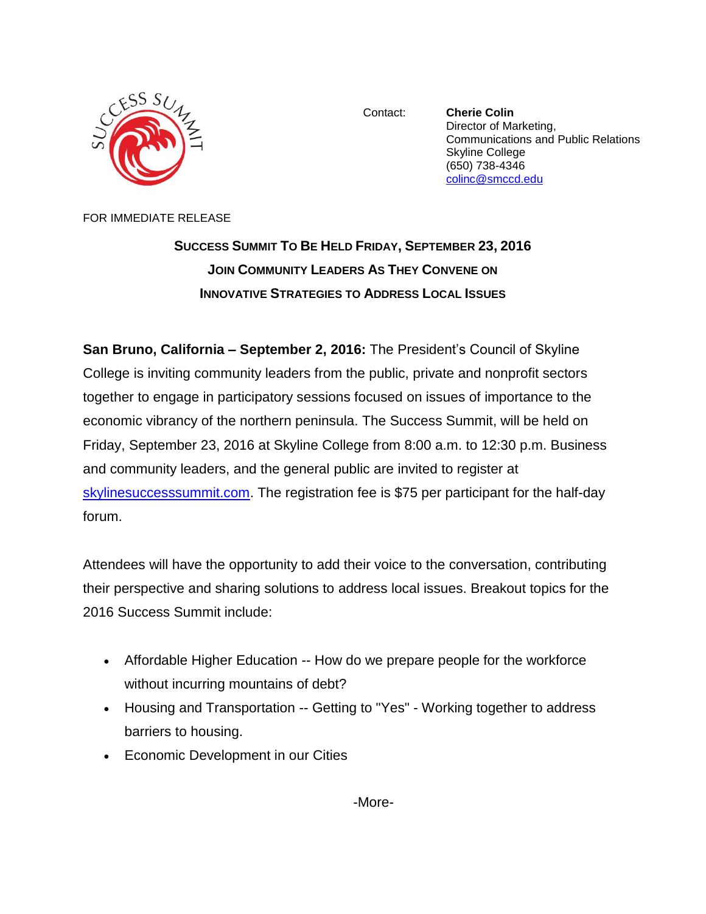SUCCESS SUMMIT

Contact: **Cherie Colin**
Director of Marketing,
Communications and Public Relations
Skyline College
(650) 738-4346
colinc@smccd.edu

FOR IMMEDIATE RELEASE

## SUCCESS SUMMIT TO BE HELD FRIDAY, SEPTEMBER 23, 2016
### JOIN COMMUNITY LEADERS AS THEY CONVENE ON INNOVATIVE STRATEGIES TO ADDRESS LOCAL ISSUES

**San Bruno, California – September 2, 2016:** The President's Council of Skyline College is inviting community leaders from the public, private and nonprofit sectors together to engage in participatory sessions focused on issues of importance to the economic vibrancy of the northern peninsula. The Success Summit, will be held on Friday, September 23, 2016 at Skyline College from 8:00 a.m. to 12:30 p.m. Business and community leaders, and the general public are invited to register at skylinesuccesssummit.com. The registration fee is $75 per participant for the half-day forum.

Attendees will have the opportunity to add their voice to the conversation, contributing their perspective and sharing solutions to address local issues. Breakout topics for the 2016 Success Summit include:

- Affordable Higher Education -- How do we prepare people for the workforce without incurring mountains of debt?
- Housing and Transportation -- Getting to "Yes" - Working together to address barriers to housing.
- Economic Development in our Cities

-More-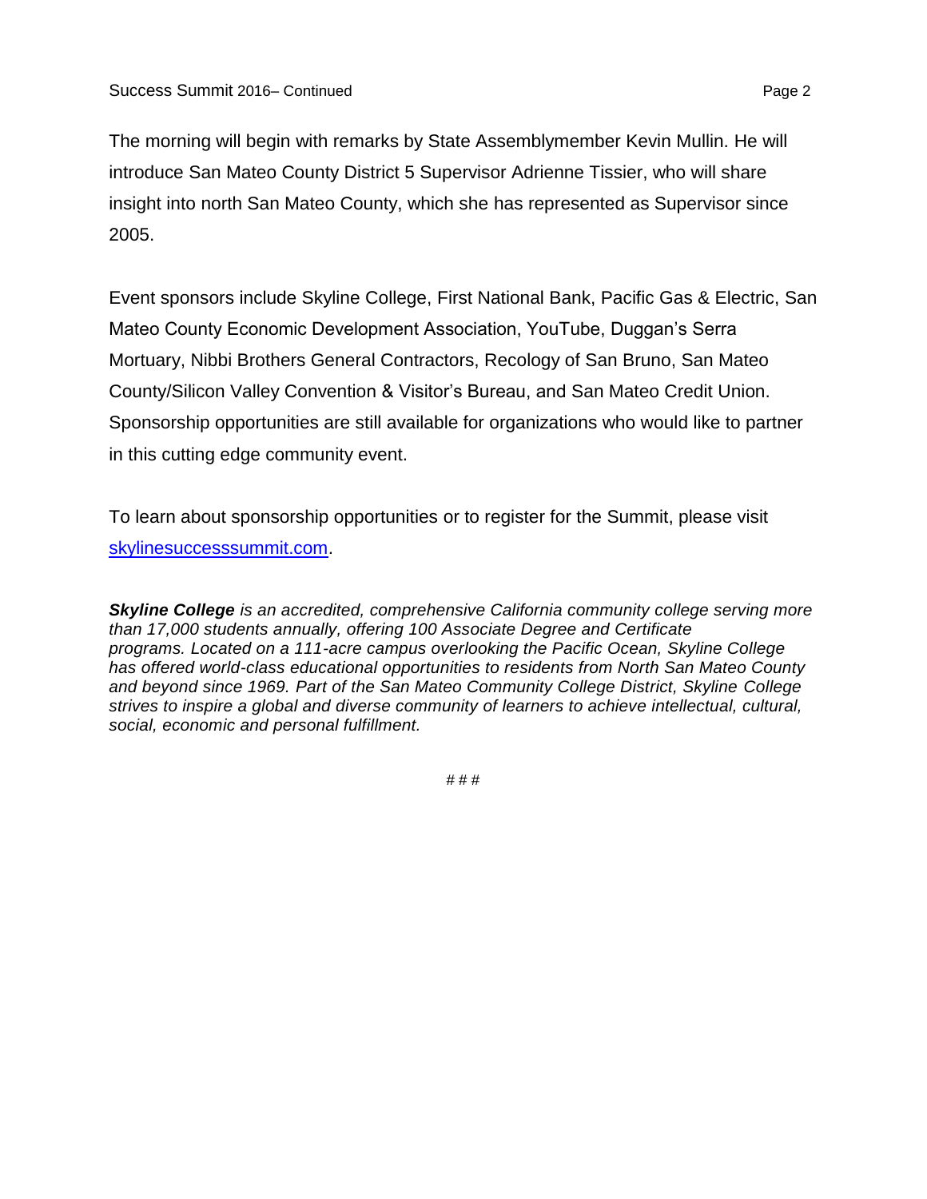The morning will begin with remarks by State Assemblymember Kevin Mullin. He will introduce San Mateo County District 5 Supervisor Adrienne Tissier, who will share insight into north San Mateo County, which she has represented as Supervisor since 2005.

Event sponsors include Skyline College, First National Bank, Pacific Gas & Electric, San Mateo County Economic Development Association, YouTube, Duggan's Serra Mortuary, Nibbi Brothers General Contractors, Recology of San Bruno, San Mateo County/Silicon Valley Convention & Visitor's Bureau, and San Mateo Credit Union. Sponsorship opportunities are still available for organizations who would like to partner in this cutting edge community event.

To learn about sponsorship opportunities or to register for the Summit, please visit [skylinesuccesssummit.com](skylinesuccesssummit.com).

***Skyline College*** *is an accredited, comprehensive California community college serving more than 17,000 students annually, offering 100 Associate Degree and Certificate programs. Located on a 111-acre campus overlooking the Pacific Ocean, Skyline College has offered world-class educational opportunities to residents from North San Mateo County and beyond since 1969. Part of the San Mateo Community College District, Skyline College strives to inspire a global and diverse community of learners to achieve intellectual, cultural, social, economic and personal fulfillment.*

# # #